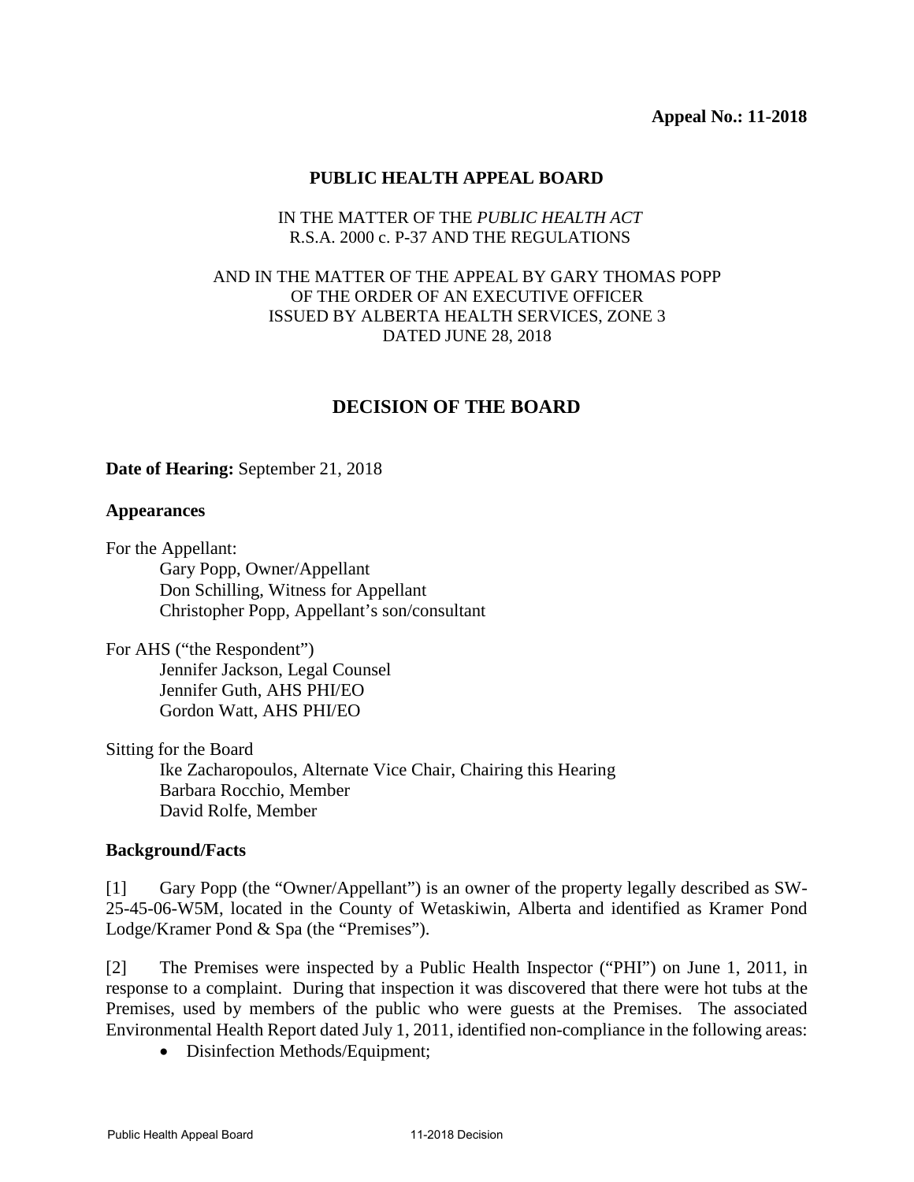**Appeal No.: 11-2018**

**PUBLIC HEALTH APPEAL BOARD**

IN THE MATTER OF THE *PUBLIC HEALTH ACT*
R.S.A. 2000 c. P-37 AND THE REGULATIONS

AND IN THE MATTER OF THE APPEAL BY GARY THOMAS POPP
OF THE ORDER OF AN EXECUTIVE OFFICER
ISSUED BY ALBERTA HEALTH SERVICES, ZONE 3
DATED JUNE 28, 2018

## DECISION OF THE BOARD

**Date of Hearing:** September 21, 2018

**Appearances**

For the Appellant:
Gary Popp, Owner/Appellant
Don Schilling, Witness for Appellant
Christopher Popp, Appellant's son/consultant

For AHS ("the Respondent")
Jennifer Jackson, Legal Counsel
Jennifer Guth, AHS PHI/EO
Gordon Watt, AHS PHI/EO

Sitting for the Board
Ike Zacharopoulos, Alternate Vice Chair, Chairing this Hearing
Barbara Rocchio, Member
David Rolfe, Member

**Background/Facts**

[1] Gary Popp (the "Owner/Appellant") is an owner of the property legally described as SW-25-45-06-W5M, located in the County of Wetaskiwin, Alberta and identified as Kramer Pond Lodge/Kramer Pond & Spa (the "Premises").

[2] The Premises were inspected by a Public Health Inspector ("PHI") on June 1, 2011, in response to a complaint. During that inspection it was discovered that there were hot tubs at the Premises, used by members of the public who were guests at the Premises. The associated Environmental Health Report dated July 1, 2011, identified non-compliance in the following areas:

- Disinfection Methods/Equipment;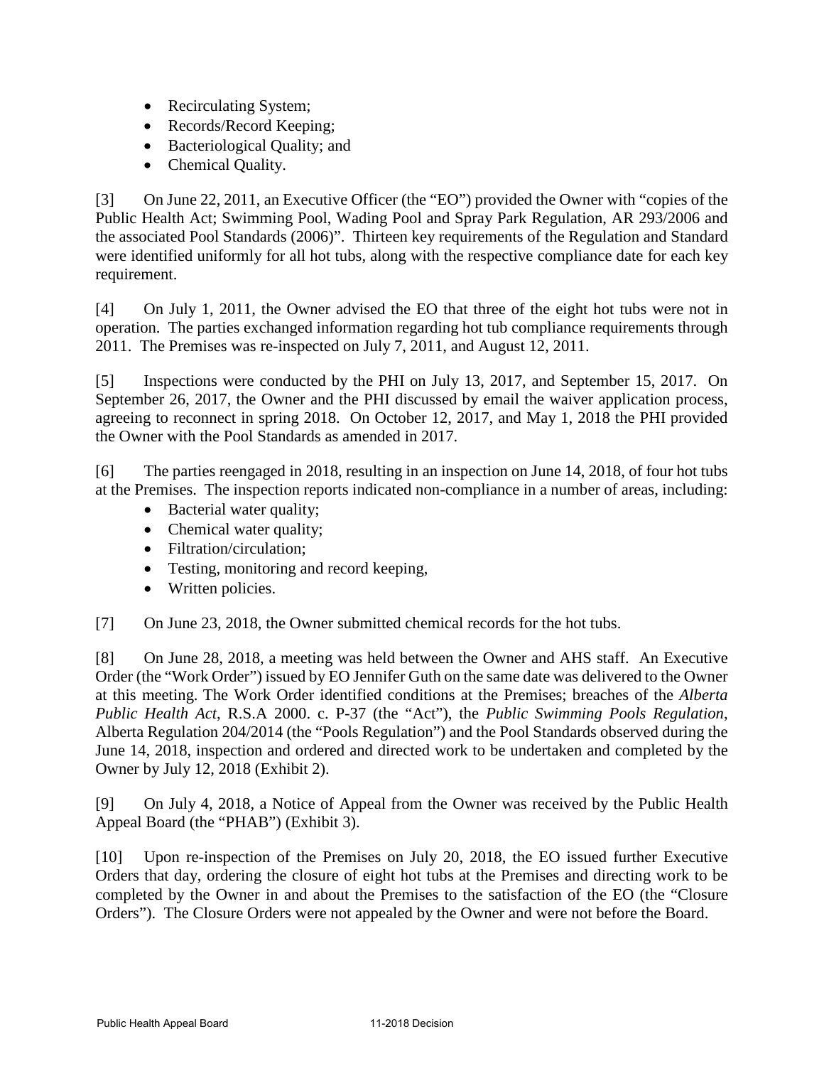- Recirculating System;
- Records/Record Keeping;
- Bacteriological Quality; and
- Chemical Quality.

[3] On June 22, 2011, an Executive Officer (the "EO") provided the Owner with "copies of the Public Health Act; Swimming Pool, Wading Pool and Spray Park Regulation, AR 293/2006 and the associated Pool Standards (2006)". Thirteen key requirements of the Regulation and Standard were identified uniformly for all hot tubs, along with the respective compliance date for each key requirement.

[4] On July 1, 2011, the Owner advised the EO that three of the eight hot tubs were not in operation. The parties exchanged information regarding hot tub compliance requirements through 2011. The Premises was re-inspected on July 7, 2011, and August 12, 2011.

[5] Inspections were conducted by the PHI on July 13, 2017, and September 15, 2017. On September 26, 2017, the Owner and the PHI discussed by email the waiver application process, agreeing to reconnect in spring 2018. On October 12, 2017, and May 1, 2018 the PHI provided the Owner with the Pool Standards as amended in 2017.

[6] The parties reengaged in 2018, resulting in an inspection on June 14, 2018, of four hot tubs at the Premises. The inspection reports indicated non-compliance in a number of areas, including:

- Bacterial water quality;
- Chemical water quality;
- Filtration/circulation;
- Testing, monitoring and record keeping,
- Written policies.

[7] On June 23, 2018, the Owner submitted chemical records for the hot tubs.

[8] On June 28, 2018, a meeting was held between the Owner and AHS staff. An Executive Order (the "Work Order") issued by EO Jennifer Guth on the same date was delivered to the Owner at this meeting. The Work Order identified conditions at the Premises; breaches of the *Alberta Public Health Act*, R.S.A 2000. c. P-37 (the "Act"), the *Public Swimming Pools Regulation*, Alberta Regulation 204/2014 (the "Pools Regulation") and the Pool Standards observed during the June 14, 2018, inspection and ordered and directed work to be undertaken and completed by the Owner by July 12, 2018 (Exhibit 2).

[9] On July 4, 2018, a Notice of Appeal from the Owner was received by the Public Health Appeal Board (the "PHAB") (Exhibit 3).

[10] Upon re-inspection of the Premises on July 20, 2018, the EO issued further Executive Orders that day, ordering the closure of eight hot tubs at the Premises and directing work to be completed by the Owner in and about the Premises to the satisfaction of the EO (the "Closure Orders"). The Closure Orders were not appealed by the Owner and were not before the Board.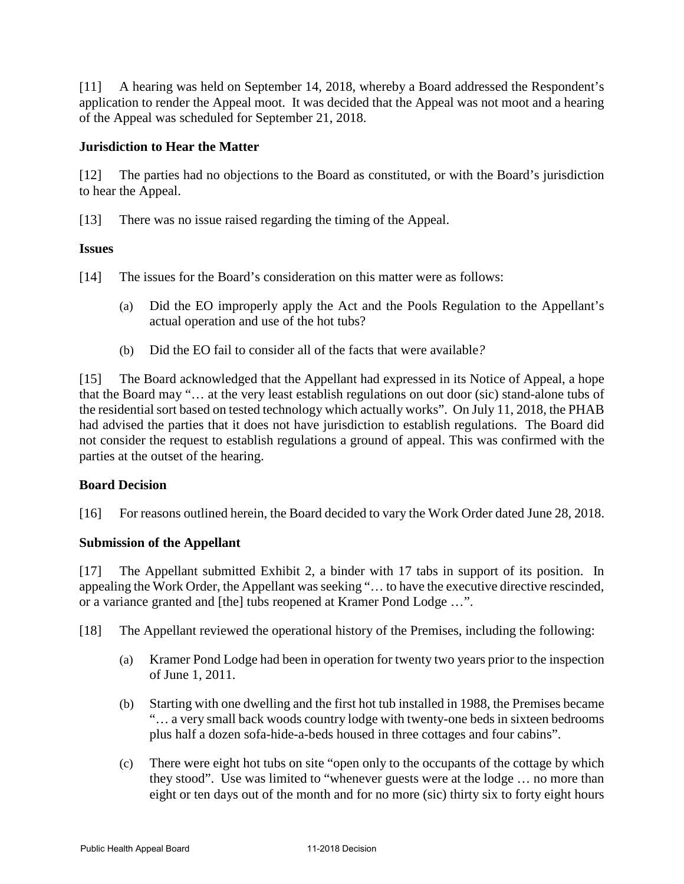[11] A hearing was held on September 14, 2018, whereby a Board addressed the Respondent's application to render the Appeal moot. It was decided that the Appeal was not moot and a hearing of the Appeal was scheduled for September 21, 2018.

**Jurisdiction to Hear the Matter**

[12] The parties had no objections to the Board as constituted, or with the Board's jurisdiction to hear the Appeal.

[13] There was no issue raised regarding the timing of the Appeal.

**Issues**

[14] The issues for the Board's consideration on this matter were as follows:

(a) Did the EO improperly apply the Act and the Pools Regulation to the Appellant's actual operation and use of the hot tubs?

(b) Did the EO fail to consider all of the facts that were available*?*

[15] The Board acknowledged that the Appellant had expressed in its Notice of Appeal, a hope that the Board may "… at the very least establish regulations on out door (sic) stand-alone tubs of the residential sort based on tested technology which actually works". On July 11, 2018, the PHAB had advised the parties that it does not have jurisdiction to establish regulations. The Board did not consider the request to establish regulations a ground of appeal. This was confirmed with the parties at the outset of the hearing.

**Board Decision**

[16] For reasons outlined herein, the Board decided to vary the Work Order dated June 28, 2018.

**Submission of the Appellant**

[17] The Appellant submitted Exhibit 2, a binder with 17 tabs in support of its position. In appealing the Work Order, the Appellant was seeking "… to have the executive directive rescinded, or a variance granted and [the] tubs reopened at Kramer Pond Lodge …".

[18] The Appellant reviewed the operational history of the Premises, including the following:

(a) Kramer Pond Lodge had been in operation for twenty two years prior to the inspection of June 1, 2011.

(b) Starting with one dwelling and the first hot tub installed in 1988, the Premises became "… a very small back woods country lodge with twenty-one beds in sixteen bedrooms plus half a dozen sofa-hide-a-beds housed in three cottages and four cabins".

(c) There were eight hot tubs on site "open only to the occupants of the cottage by which they stood". Use was limited to "whenever guests were at the lodge … no more than eight or ten days out of the month and for no more (sic) thirty six to forty eight hours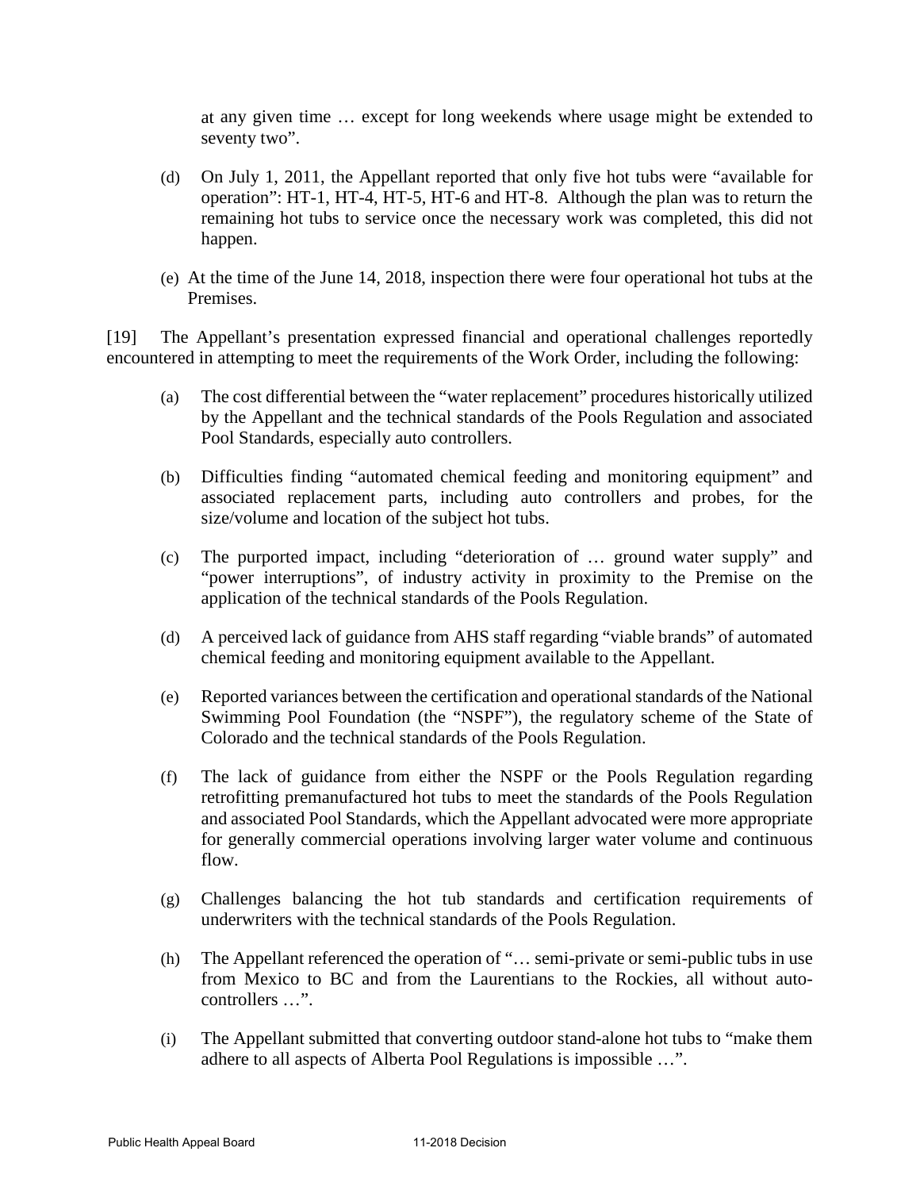at any given time … except for long weekends where usage might be extended to seventy two".

(d) On July 1, 2011, the Appellant reported that only five hot tubs were "available for operation": HT-1, HT-4, HT-5, HT-6 and HT-8. Although the plan was to return the remaining hot tubs to service once the necessary work was completed, this did not happen.

(e) At the time of the June 14, 2018, inspection there were four operational hot tubs at the Premises.

[19] The Appellant's presentation expressed financial and operational challenges reportedly encountered in attempting to meet the requirements of the Work Order, including the following:

(a) The cost differential between the "water replacement" procedures historically utilized by the Appellant and the technical standards of the Pools Regulation and associated Pool Standards, especially auto controllers.

(b) Difficulties finding "automated chemical feeding and monitoring equipment" and associated replacement parts, including auto controllers and probes, for the size/volume and location of the subject hot tubs.

(c) The purported impact, including "deterioration of … ground water supply" and "power interruptions", of industry activity in proximity to the Premise on the application of the technical standards of the Pools Regulation.

(d) A perceived lack of guidance from AHS staff regarding "viable brands" of automated chemical feeding and monitoring equipment available to the Appellant.

(e) Reported variances between the certification and operational standards of the National Swimming Pool Foundation (the "NSPF"), the regulatory scheme of the State of Colorado and the technical standards of the Pools Regulation.

(f) The lack of guidance from either the NSPF or the Pools Regulation regarding retrofitting premanufactured hot tubs to meet the standards of the Pools Regulation and associated Pool Standards, which the Appellant advocated were more appropriate for generally commercial operations involving larger water volume and continuous flow.

(g) Challenges balancing the hot tub standards and certification requirements of underwriters with the technical standards of the Pools Regulation.

(h) The Appellant referenced the operation of "… semi-private or semi-public tubs in use from Mexico to BC and from the Laurentians to the Rockies, all without auto-controllers …".

(i) The Appellant submitted that converting outdoor stand-alone hot tubs to "make them adhere to all aspects of Alberta Pool Regulations is impossible …".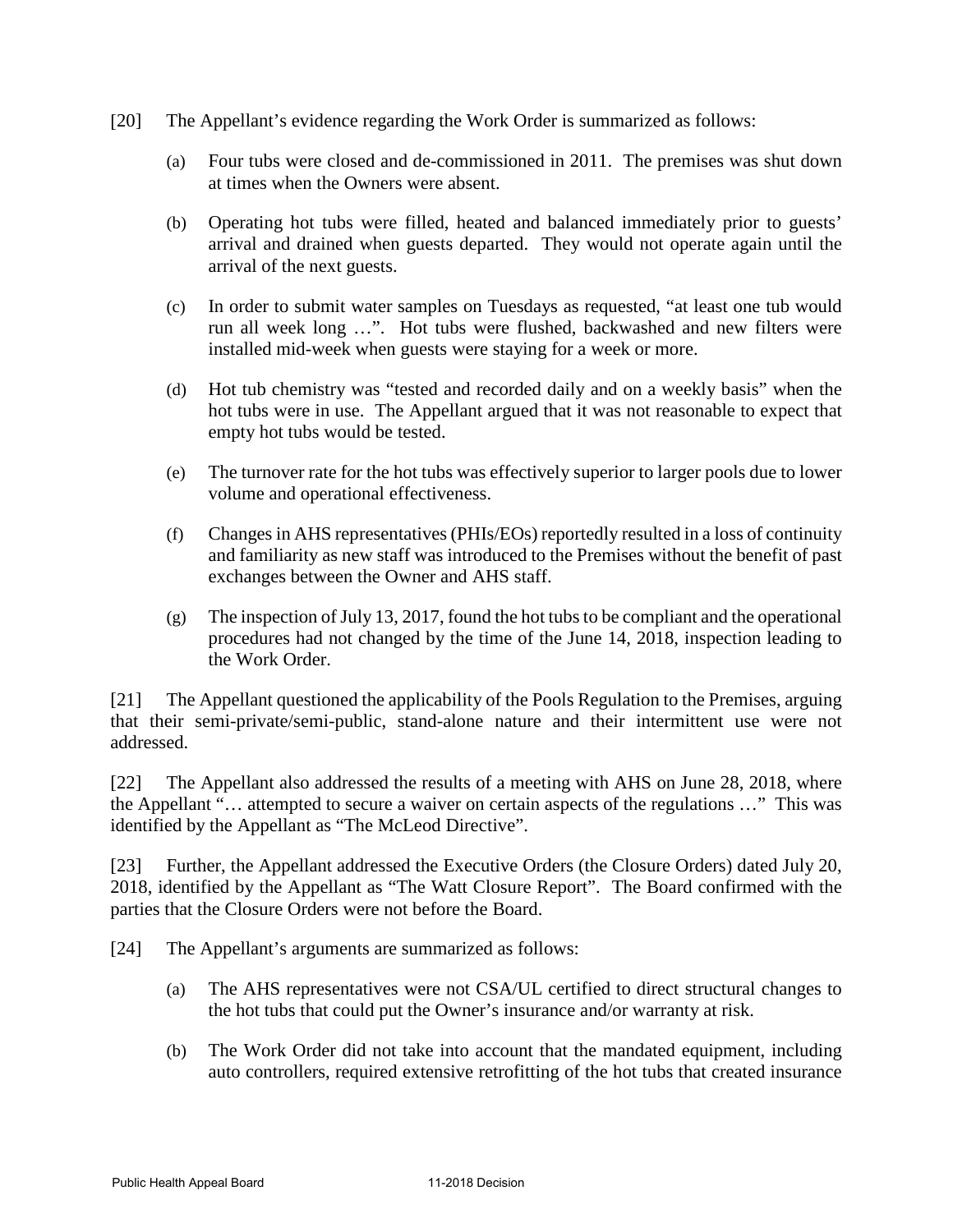[20] The Appellant's evidence regarding the Work Order is summarized as follows:

(a) Four tubs were closed and de-commissioned in 2011. The premises was shut down at times when the Owners were absent.

(b) Operating hot tubs were filled, heated and balanced immediately prior to guests' arrival and drained when guests departed. They would not operate again until the arrival of the next guests.

(c) In order to submit water samples on Tuesdays as requested, "at least one tub would run all week long …". Hot tubs were flushed, backwashed and new filters were installed mid-week when guests were staying for a week or more.

(d) Hot tub chemistry was "tested and recorded daily and on a weekly basis" when the hot tubs were in use. The Appellant argued that it was not reasonable to expect that empty hot tubs would be tested.

(e) The turnover rate for the hot tubs was effectively superior to larger pools due to lower volume and operational effectiveness.

(f) Changes in AHS representatives (PHIs/EOs) reportedly resulted in a loss of continuity and familiarity as new staff was introduced to the Premises without the benefit of past exchanges between the Owner and AHS staff.

(g) The inspection of July 13, 2017, found the hot tubs to be compliant and the operational procedures had not changed by the time of the June 14, 2018, inspection leading to the Work Order.

[21] The Appellant questioned the applicability of the Pools Regulation to the Premises, arguing that their semi-private/semi-public, stand-alone nature and their intermittent use were not addressed.

[22] The Appellant also addressed the results of a meeting with AHS on June 28, 2018, where the Appellant "… attempted to secure a waiver on certain aspects of the regulations …" This was identified by the Appellant as "The McLeod Directive".

[23] Further, the Appellant addressed the Executive Orders (the Closure Orders) dated July 20, 2018, identified by the Appellant as "The Watt Closure Report". The Board confirmed with the parties that the Closure Orders were not before the Board.

[24] The Appellant's arguments are summarized as follows:

(a) The AHS representatives were not CSA/UL certified to direct structural changes to the hot tubs that could put the Owner's insurance and/or warranty at risk.

(b) The Work Order did not take into account that the mandated equipment, including auto controllers, required extensive retrofitting of the hot tubs that created insurance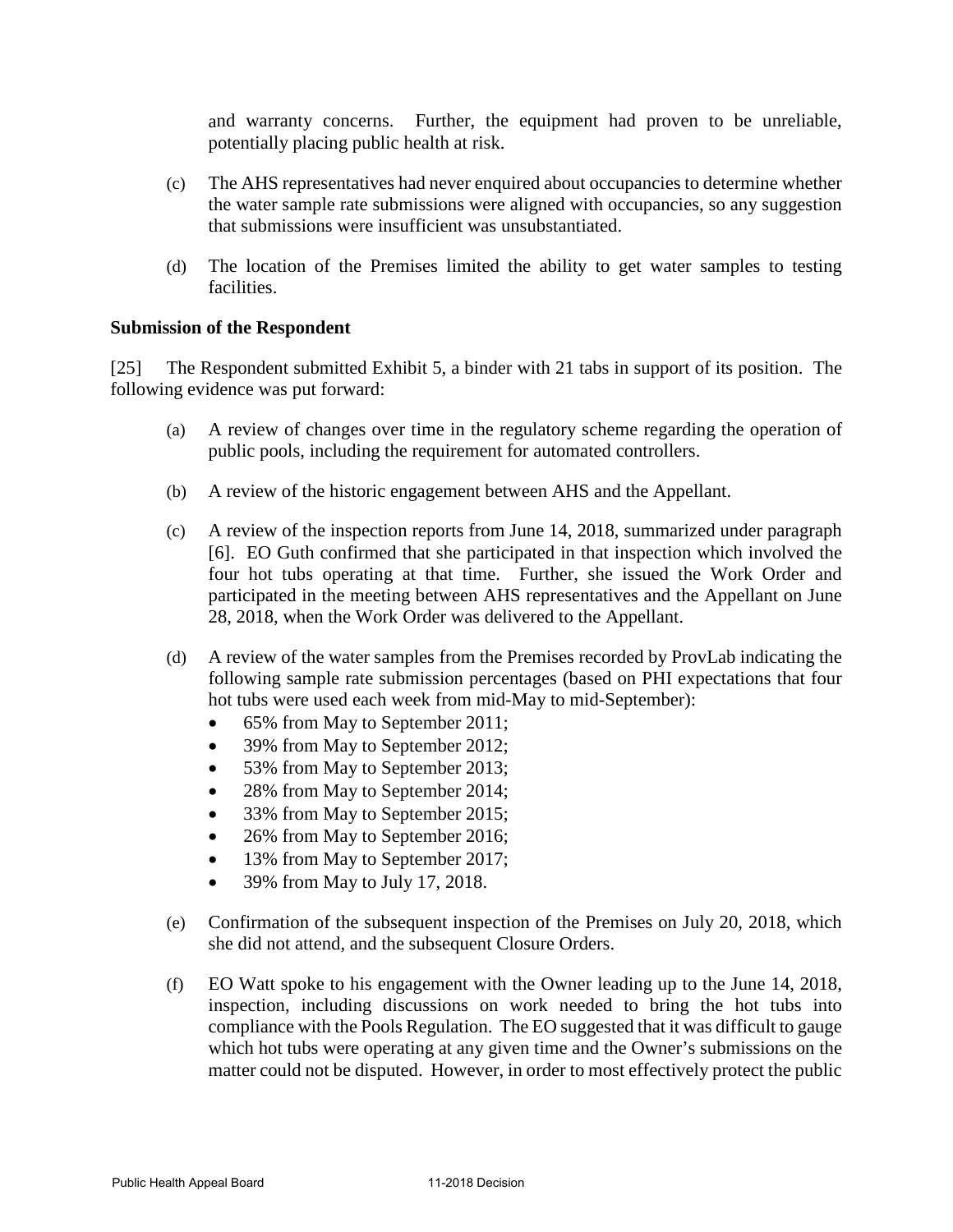and warranty concerns. Further, the equipment had proven to be unreliable, potentially placing public health at risk.

(c) The AHS representatives had never enquired about occupancies to determine whether the water sample rate submissions were aligned with occupancies, so any suggestion that submissions were insufficient was unsubstantiated.

(d) The location of the Premises limited the ability to get water samples to testing facilities.

**Submission of the Respondent**

[25] The Respondent submitted Exhibit 5, a binder with 21 tabs in support of its position. The following evidence was put forward:

(a) A review of changes over time in the regulatory scheme regarding the operation of public pools, including the requirement for automated controllers.

(b) A review of the historic engagement between AHS and the Appellant.

(c) A review of the inspection reports from June 14, 2018, summarized under paragraph [6]. EO Guth confirmed that she participated in that inspection which involved the four hot tubs operating at that time. Further, she issued the Work Order and participated in the meeting between AHS representatives and the Appellant on June 28, 2018, when the Work Order was delivered to the Appellant.

(d) A review of the water samples from the Premises recorded by ProvLab indicating the following sample rate submission percentages (based on PHI expectations that four hot tubs were used each week from mid-May to mid-September):
- 65% from May to September 2011;
- 39% from May to September 2012;
- 53% from May to September 2013;
- 28% from May to September 2014;
- 33% from May to September 2015;
- 26% from May to September 2016;
- 13% from May to September 2017;
- 39% from May to July 17, 2018.

(e) Confirmation of the subsequent inspection of the Premises on July 20, 2018, which she did not attend, and the subsequent Closure Orders.

(f) EO Watt spoke to his engagement with the Owner leading up to the June 14, 2018, inspection, including discussions on work needed to bring the hot tubs into compliance with the Pools Regulation. The EO suggested that it was difficult to gauge which hot tubs were operating at any given time and the Owner's submissions on the matter could not be disputed. However, in order to most effectively protect the public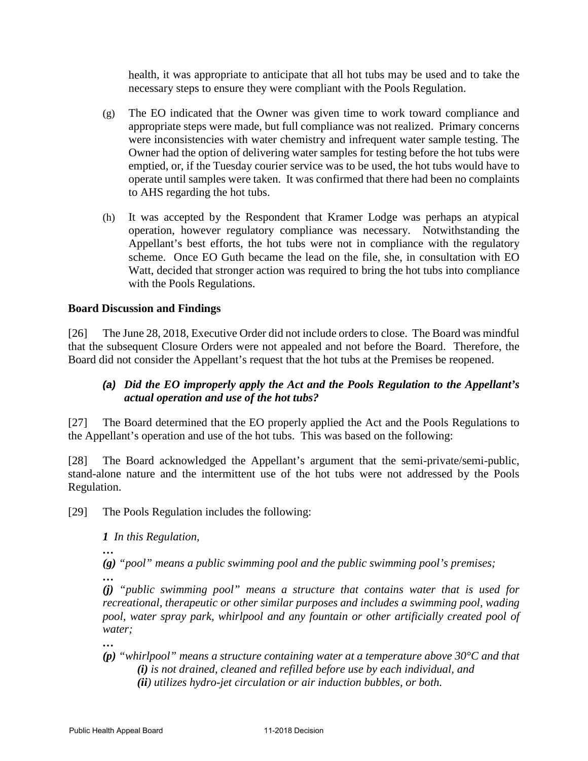health, it was appropriate to anticipate that all hot tubs may be used and to take the necessary steps to ensure they were compliant with the Pools Regulation.

(g) The EO indicated that the Owner was given time to work toward compliance and appropriate steps were made, but full compliance was not realized. Primary concerns were inconsistencies with water chemistry and infrequent water sample testing. The Owner had the option of delivering water samples for testing before the hot tubs were emptied, or, if the Tuesday courier service was to be used, the hot tubs would have to operate until samples were taken. It was confirmed that there had been no complaints to AHS regarding the hot tubs.

(h) It was accepted by the Respondent that Kramer Lodge was perhaps an atypical operation, however regulatory compliance was necessary. Notwithstanding the Appellant's best efforts, the hot tubs were not in compliance with the regulatory scheme. Once EO Guth became the lead on the file, she, in consultation with EO Watt, decided that stronger action was required to bring the hot tubs into compliance with the Pools Regulations.

**Board Discussion and Findings**

[26] The June 28, 2018, Executive Order did not include orders to close. The Board was mindful that the subsequent Closure Orders were not appealed and not before the Board. Therefore, the Board did not consider the Appellant's request that the hot tubs at the Premises be reopened.

***(a) Did the EO improperly apply the Act and the Pools Regulation to the Appellant's actual operation and use of the hot tubs?***

[27] The Board determined that the EO properly applied the Act and the Pools Regulations to the Appellant's operation and use of the hot tubs. This was based on the following:

[28] The Board acknowledged the Appellant's argument that the semi-private/semi-public, stand-alone nature and the intermittent use of the hot tubs were not addressed by the Pools Regulation.

[29] The Pools Regulation includes the following:

> ***1*** *In this Regulation,*
>
> ***…***
>
> ***(g)*** *"pool" means a public swimming pool and the public swimming pool's premises;*
>
> ***…***
>
> ***(j)*** *"public swimming pool" means a structure that contains water that is used for recreational, therapeutic or other similar purposes and includes a swimming pool, wading pool, water spray park, whirlpool and any fountain or other artificially created pool of water;*
>
> ***…***
>
> ***(p)*** *"whirlpool" means a structure containing water at a temperature above 30°C and that*
>
> ***(i)*** *is not drained, cleaned and refilled before use by each individual, and*
>
> ***(ii)*** *utilizes hydro-jet circulation or air induction bubbles, or both.*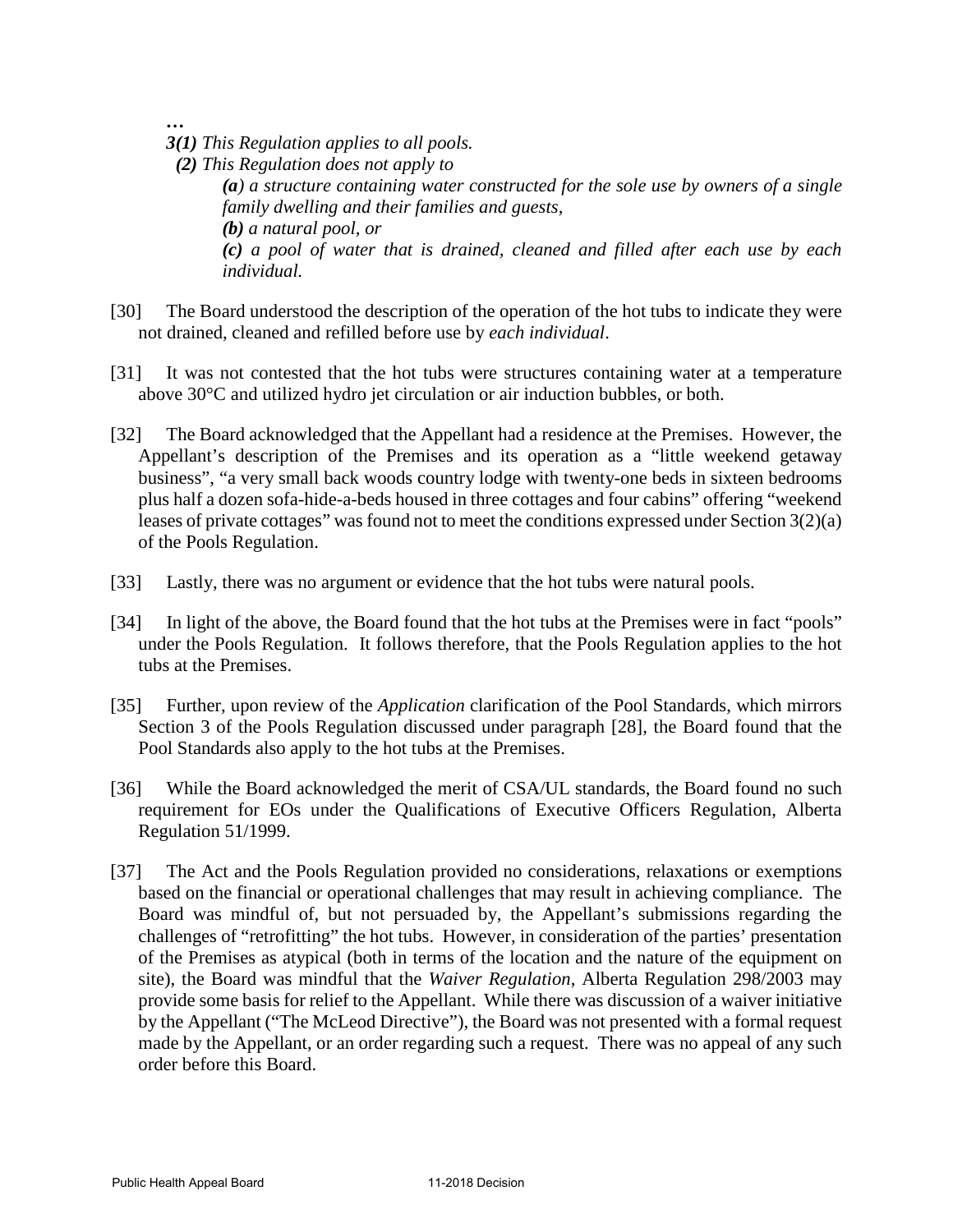***…***

***3(1)*** *This Regulation applies to all pools.*

***(2)*** *This Regulation does not apply to*

> ***(a****) a structure containing water constructed for the sole use by owners of a single family dwelling and their families and guests,*
>
> ***(b)*** *a natural pool, or*
>
> ***(c)*** *a pool of water that is drained, cleaned and filled after each use by each individual.*

[30] The Board understood the description of the operation of the hot tubs to indicate they were not drained, cleaned and refilled before use by *each individual*.

[31] It was not contested that the hot tubs were structures containing water at a temperature above 30°C and utilized hydro jet circulation or air induction bubbles, or both.

[32] The Board acknowledged that the Appellant had a residence at the Premises. However, the Appellant's description of the Premises and its operation as a "little weekend getaway business", "a very small back woods country lodge with twenty-one beds in sixteen bedrooms plus half a dozen sofa-hide-a-beds housed in three cottages and four cabins" offering "weekend leases of private cottages" was found not to meet the conditions expressed under Section 3(2)(a) of the Pools Regulation.

[33] Lastly, there was no argument or evidence that the hot tubs were natural pools.

[34] In light of the above, the Board found that the hot tubs at the Premises were in fact "pools" under the Pools Regulation. It follows therefore, that the Pools Regulation applies to the hot tubs at the Premises.

[35] Further, upon review of the *Application* clarification of the Pool Standards, which mirrors Section 3 of the Pools Regulation discussed under paragraph [28], the Board found that the Pool Standards also apply to the hot tubs at the Premises.

[36] While the Board acknowledged the merit of CSA/UL standards, the Board found no such requirement for EOs under the Qualifications of Executive Officers Regulation, Alberta Regulation 51/1999.

[37] The Act and the Pools Regulation provided no considerations, relaxations or exemptions based on the financial or operational challenges that may result in achieving compliance. The Board was mindful of, but not persuaded by, the Appellant's submissions regarding the challenges of "retrofitting" the hot tubs. However, in consideration of the parties' presentation of the Premises as atypical (both in terms of the location and the nature of the equipment on site), the Board was mindful that the *Waiver Regulation*, Alberta Regulation 298/2003 may provide some basis for relief to the Appellant. While there was discussion of a waiver initiative by the Appellant ("The McLeod Directive"), the Board was not presented with a formal request made by the Appellant, or an order regarding such a request. There was no appeal of any such order before this Board.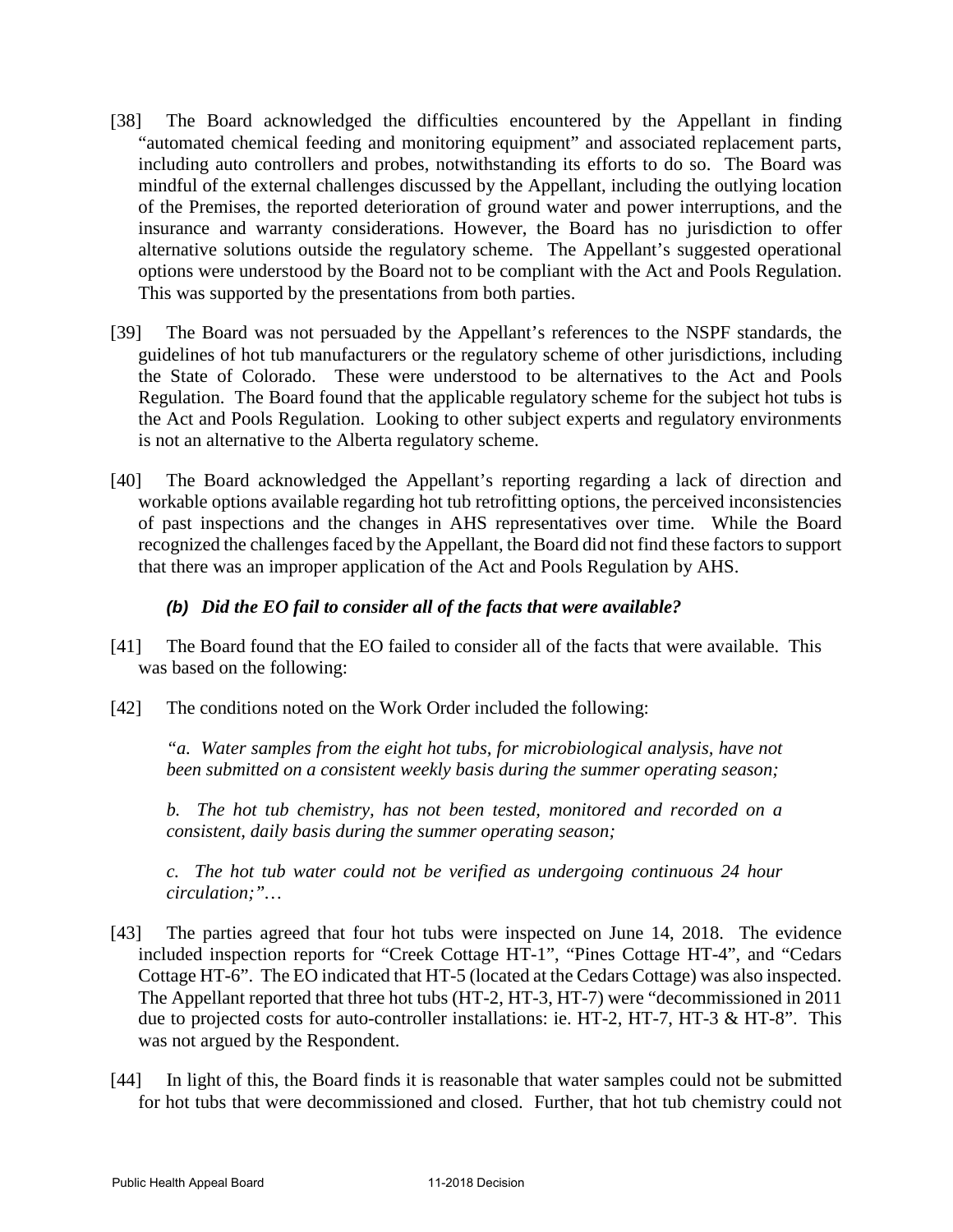[38] The Board acknowledged the difficulties encountered by the Appellant in finding "automated chemical feeding and monitoring equipment" and associated replacement parts, including auto controllers and probes, notwithstanding its efforts to do so. The Board was mindful of the external challenges discussed by the Appellant, including the outlying location of the Premises, the reported deterioration of ground water and power interruptions, and the insurance and warranty considerations. However, the Board has no jurisdiction to offer alternative solutions outside the regulatory scheme. The Appellant's suggested operational options were understood by the Board not to be compliant with the Act and Pools Regulation. This was supported by the presentations from both parties.

[39] The Board was not persuaded by the Appellant's references to the NSPF standards, the guidelines of hot tub manufacturers or the regulatory scheme of other jurisdictions, including the State of Colorado. These were understood to be alternatives to the Act and Pools Regulation. The Board found that the applicable regulatory scheme for the subject hot tubs is the Act and Pools Regulation. Looking to other subject experts and regulatory environments is not an alternative to the Alberta regulatory scheme.

[40] The Board acknowledged the Appellant's reporting regarding a lack of direction and workable options available regarding hot tub retrofitting options, the perceived inconsistencies of past inspections and the changes in AHS representatives over time. While the Board recognized the challenges faced by the Appellant, the Board did not find these factors to support that there was an improper application of the Act and Pools Regulation by AHS.

### *(b) Did the EO fail to consider all of the facts that were available?*

[41] The Board found that the EO failed to consider all of the facts that were available. This was based on the following:

[42] The conditions noted on the Work Order included the following:

> *"a. Water samples from the eight hot tubs, for microbiological analysis, have not been submitted on a consistent weekly basis during the summer operating season;*
>
> *b. The hot tub chemistry, has not been tested, monitored and recorded on a consistent, daily basis during the summer operating season;*
>
> *c. The hot tub water could not be verified as undergoing continuous 24 hour circulation;"…*

[43] The parties agreed that four hot tubs were inspected on June 14, 2018. The evidence included inspection reports for "Creek Cottage HT-1", "Pines Cottage HT-4", and "Cedars Cottage HT-6". The EO indicated that HT-5 (located at the Cedars Cottage) was also inspected. The Appellant reported that three hot tubs (HT-2, HT-3, HT-7) were "decommissioned in 2011 due to projected costs for auto-controller installations: ie. HT-2, HT-7, HT-3 & HT-8". This was not argued by the Respondent.

[44] In light of this, the Board finds it is reasonable that water samples could not be submitted for hot tubs that were decommissioned and closed. Further, that hot tub chemistry could not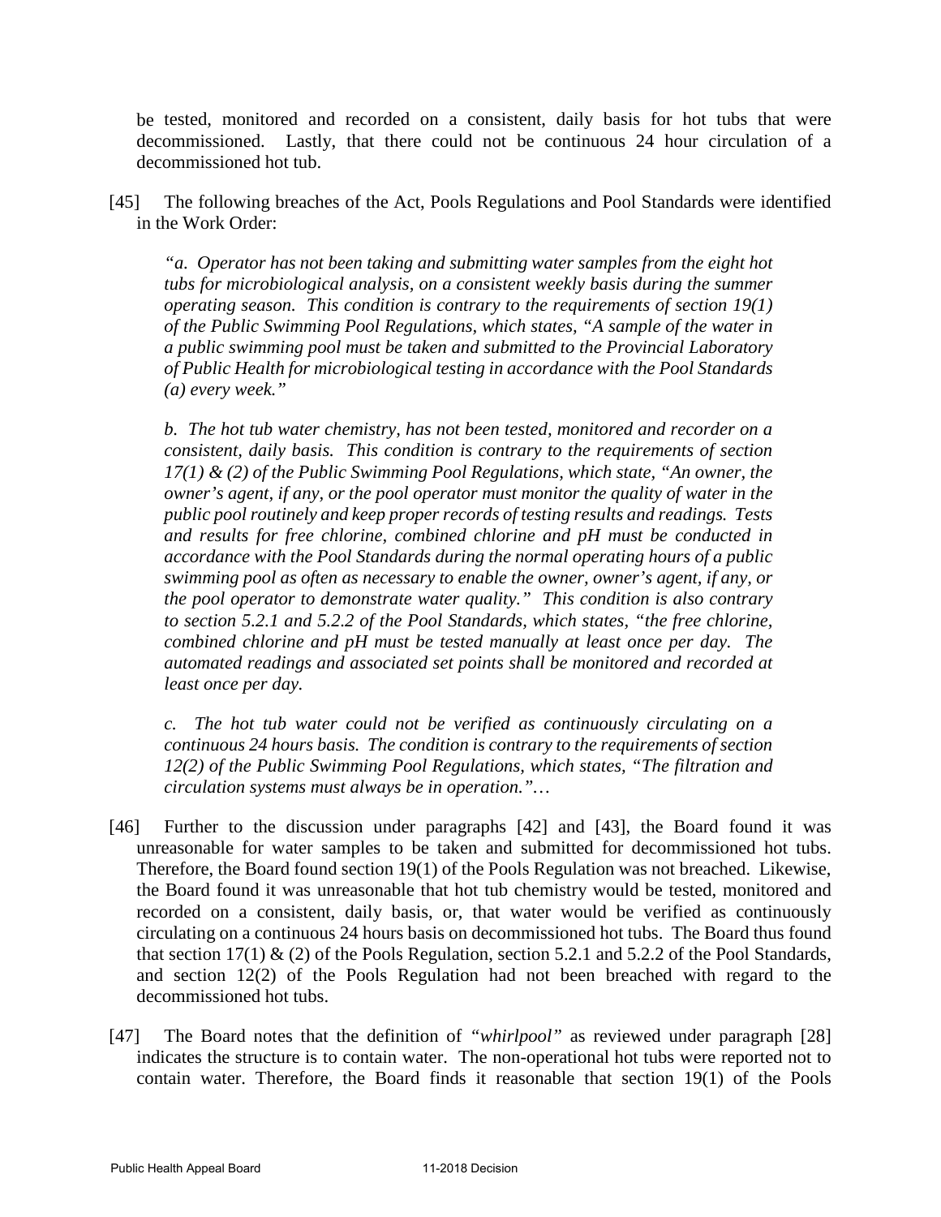be tested, monitored and recorded on a consistent, daily basis for hot tubs that were decommissioned. Lastly, that there could not be continuous 24 hour circulation of a decommissioned hot tub.

[45] The following breaches of the Act, Pools Regulations and Pool Standards were identified in the Work Order:

> *"a. Operator has not been taking and submitting water samples from the eight hot tubs for microbiological analysis, on a consistent weekly basis during the summer operating season. This condition is contrary to the requirements of section 19(1) of the Public Swimming Pool Regulations, which states, "A sample of the water in a public swimming pool must be taken and submitted to the Provincial Laboratory of Public Health for microbiological testing in accordance with the Pool Standards (a) every week."*
>
> *b. The hot tub water chemistry, has not been tested, monitored and recorder on a consistent, daily basis. This condition is contrary to the requirements of section 17(1) & (2) of the Public Swimming Pool Regulations, which state, "An owner, the owner's agent, if any, or the pool operator must monitor the quality of water in the public pool routinely and keep proper records of testing results and readings. Tests and results for free chlorine, combined chlorine and pH must be conducted in accordance with the Pool Standards during the normal operating hours of a public swimming pool as often as necessary to enable the owner, owner's agent, if any, or the pool operator to demonstrate water quality." This condition is also contrary to section 5.2.1 and 5.2.2 of the Pool Standards, which states, "the free chlorine, combined chlorine and pH must be tested manually at least once per day. The automated readings and associated set points shall be monitored and recorded at least once per day.*
>
> *c. The hot tub water could not be verified as continuously circulating on a continuous 24 hours basis. The condition is contrary to the requirements of section 12(2) of the Public Swimming Pool Regulations, which states, "The filtration and circulation systems must always be in operation."…*

[46] Further to the discussion under paragraphs [42] and [43], the Board found it was unreasonable for water samples to be taken and submitted for decommissioned hot tubs. Therefore, the Board found section 19(1) of the Pools Regulation was not breached. Likewise, the Board found it was unreasonable that hot tub chemistry would be tested, monitored and recorded on a consistent, daily basis, or, that water would be verified as continuously circulating on a continuous 24 hours basis on decommissioned hot tubs. The Board thus found that section 17(1) & (2) of the Pools Regulation, section 5.2.1 and 5.2.2 of the Pool Standards, and section 12(2) of the Pools Regulation had not been breached with regard to the decommissioned hot tubs.

[47] The Board notes that the definition of *"whirlpool"* as reviewed under paragraph [28] indicates the structure is to contain water. The non-operational hot tubs were reported not to contain water. Therefore, the Board finds it reasonable that section 19(1) of the Pools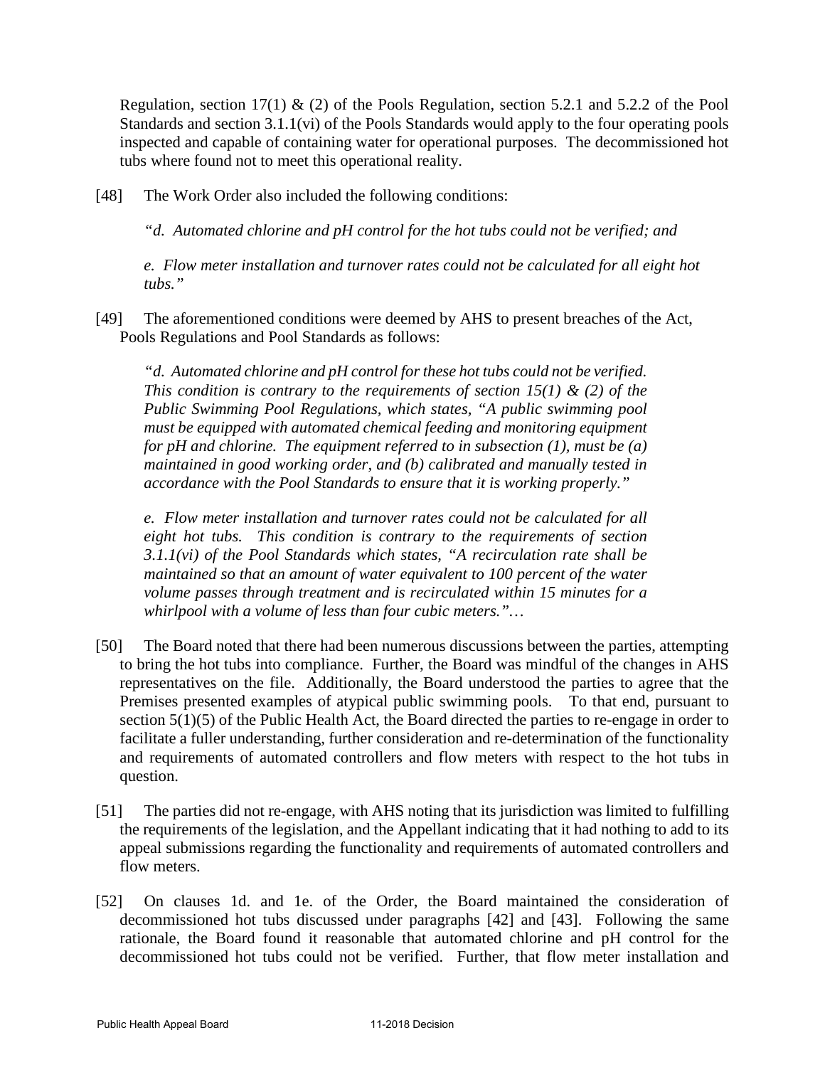Regulation, section 17(1) & (2) of the Pools Regulation, section 5.2.1 and 5.2.2 of the Pool Standards and section 3.1.1(vi) of the Pools Standards would apply to the four operating pools inspected and capable of containing water for operational purposes. The decommissioned hot tubs where found not to meet this operational reality.

[48] The Work Order also included the following conditions:

> *"d. Automated chlorine and pH control for the hot tubs could not be verified; and*
>
> *e. Flow meter installation and turnover rates could not be calculated for all eight hot tubs."*

[49] The aforementioned conditions were deemed by AHS to present breaches of the Act, Pools Regulations and Pool Standards as follows:

> *"d. Automated chlorine and pH control for these hot tubs could not be verified. This condition is contrary to the requirements of section 15(1) & (2) of the Public Swimming Pool Regulations, which states, "A public swimming pool must be equipped with automated chemical feeding and monitoring equipment for pH and chlorine. The equipment referred to in subsection (1), must be (a) maintained in good working order, and (b) calibrated and manually tested in accordance with the Pool Standards to ensure that it is working properly."*
>
> *e. Flow meter installation and turnover rates could not be calculated for all eight hot tubs. This condition is contrary to the requirements of section 3.1.1(vi) of the Pool Standards which states, "A recirculation rate shall be maintained so that an amount of water equivalent to 100 percent of the water volume passes through treatment and is recirculated within 15 minutes for a whirlpool with a volume of less than four cubic meters."…*

[50] The Board noted that there had been numerous discussions between the parties, attempting to bring the hot tubs into compliance. Further, the Board was mindful of the changes in AHS representatives on the file. Additionally, the Board understood the parties to agree that the Premises presented examples of atypical public swimming pools. To that end, pursuant to section 5(1)(5) of the Public Health Act, the Board directed the parties to re-engage in order to facilitate a fuller understanding, further consideration and re-determination of the functionality and requirements of automated controllers and flow meters with respect to the hot tubs in question.

[51] The parties did not re-engage, with AHS noting that its jurisdiction was limited to fulfilling the requirements of the legislation, and the Appellant indicating that it had nothing to add to its appeal submissions regarding the functionality and requirements of automated controllers and flow meters.

[52] On clauses 1d. and 1e. of the Order, the Board maintained the consideration of decommissioned hot tubs discussed under paragraphs [42] and [43]. Following the same rationale, the Board found it reasonable that automated chlorine and pH control for the decommissioned hot tubs could not be verified. Further, that flow meter installation and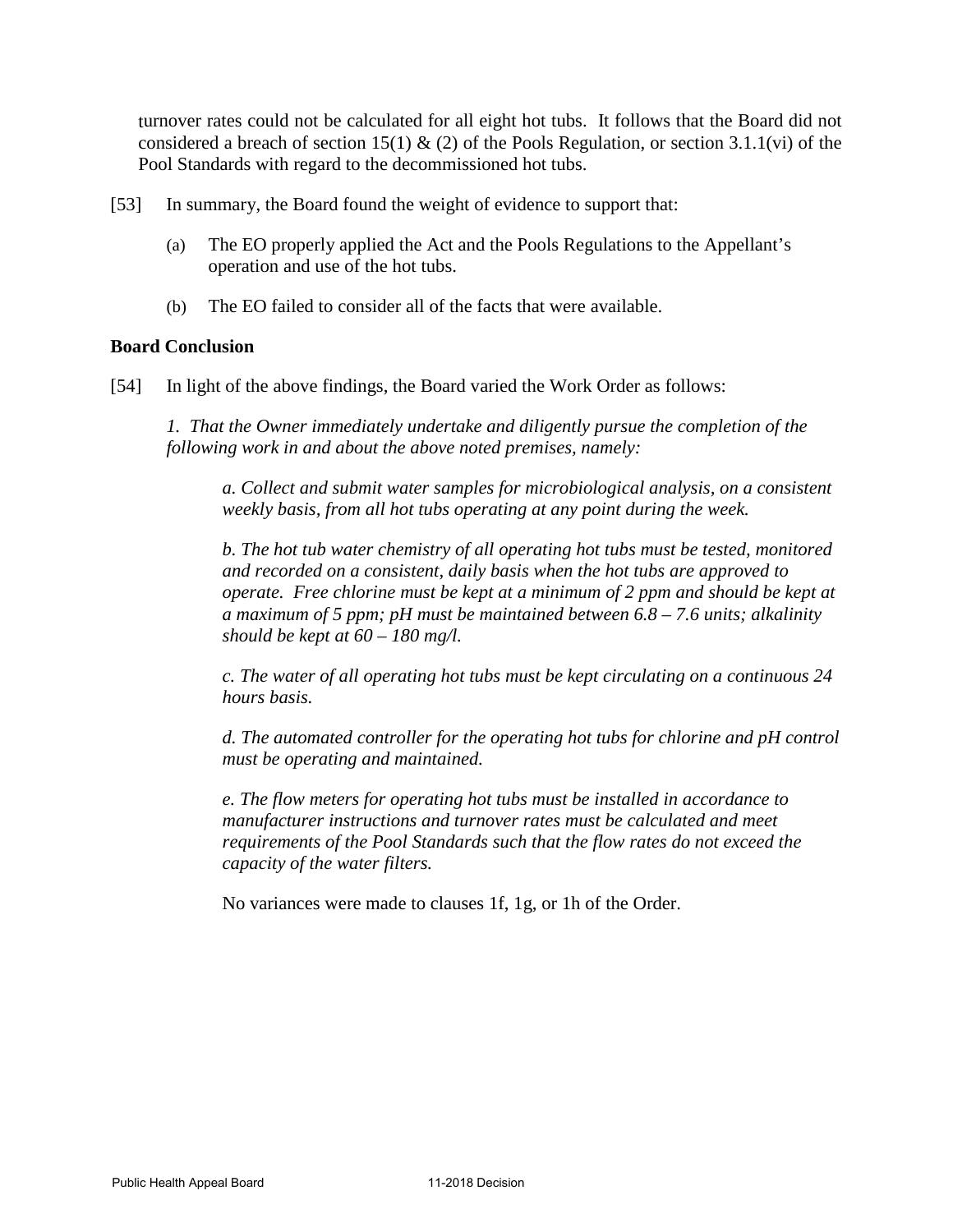turnover rates could not be calculated for all eight hot tubs. It follows that the Board did not considered a breach of section 15(1) & (2) of the Pools Regulation, or section 3.1.1(vi) of the Pool Standards with regard to the decommissioned hot tubs.

[53] In summary, the Board found the weight of evidence to support that:

(a) The EO properly applied the Act and the Pools Regulations to the Appellant's operation and use of the hot tubs.

(b) The EO failed to consider all of the facts that were available.

**Board Conclusion**

[54] In light of the above findings, the Board varied the Work Order as follows:

*1. That the Owner immediately undertake and diligently pursue the completion of the following work in and about the above noted premises, namely:*

*a. Collect and submit water samples for microbiological analysis, on a consistent weekly basis, from all hot tubs operating at any point during the week.*

*b. The hot tub water chemistry of all operating hot tubs must be tested, monitored and recorded on a consistent, daily basis when the hot tubs are approved to operate. Free chlorine must be kept at a minimum of 2 ppm and should be kept at a maximum of 5 ppm; pH must be maintained between 6.8 – 7.6 units; alkalinity should be kept at 60 – 180 mg/l.*

*c. The water of all operating hot tubs must be kept circulating on a continuous 24 hours basis.*

*d. The automated controller for the operating hot tubs for chlorine and pH control must be operating and maintained.*

*e. The flow meters for operating hot tubs must be installed in accordance to manufacturer instructions and turnover rates must be calculated and meet requirements of the Pool Standards such that the flow rates do not exceed the capacity of the water filters.*

No variances were made to clauses 1f, 1g, or 1h of the Order.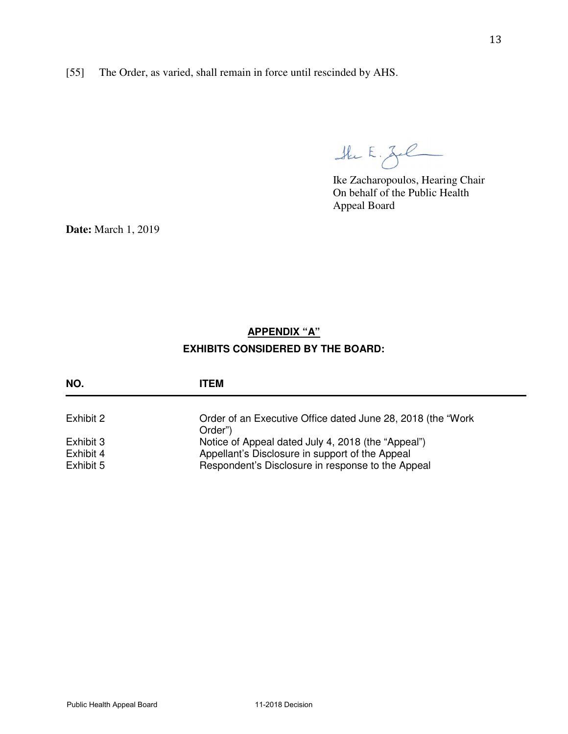[55] The Order, as varied, shall remain in force until rescinded by AHS.

Ike Zacharopoulos, Hearing Chair
On behalf of the Public Health
Appeal Board

**Date:** March 1, 2019

## APPENDIX "A"

### EXHIBITS CONSIDERED BY THE BOARD:

| NO. | ITEM |
|---|---|
| Exhibit 2 | Order of an Executive Office dated June 28, 2018 (the "Work Order") |
| Exhibit 3 | Notice of Appeal dated July 4, 2018 (the "Appeal") |
| Exhibit 4 | Appellant's Disclosure in support of the Appeal |
| Exhibit 5 | Respondent's Disclosure in response to the Appeal |